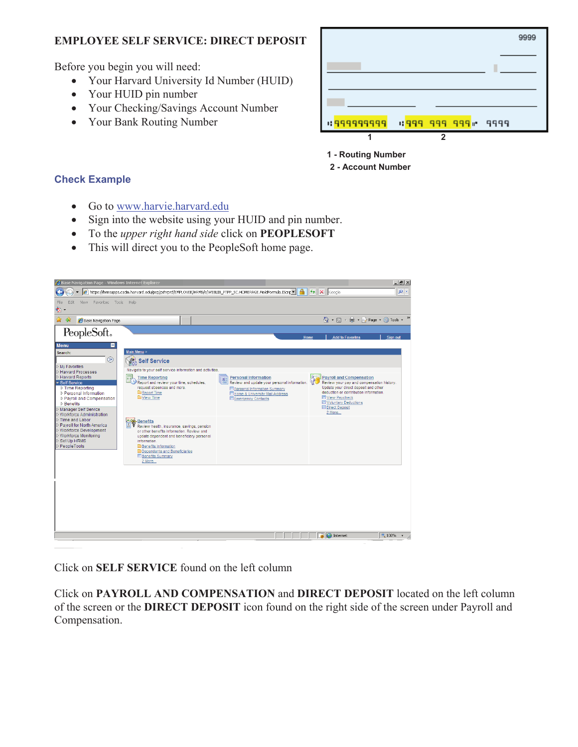# EMPLOYEE SELF SERVICE: DIRECT DEPOSIT

Before you begin you will need:

- Your Harvard University Id Number (HUID)
- Your HUID pin number
- Your Checking/Savings Account Number
- Your Bank Routing Number

1 - Routing Number

2 - Account Number

## Check Example

- Go to www.harvie.harvard.edu
- Sign into the website using your HUID and pin number.
- To the *upper right hand side* click on **PEOPLESOFT**
- This will direct you to the PeopleSoft home page.

Click on **SELF SERVICE** found on the left column

Click on **PAYROLL AND COMPENSATION** and **DIRECT DEPOSIT** located on the left column of the screen or the **DIRECT DEPOSIT** icon found on the right side of the screen under Payroll and Compensation.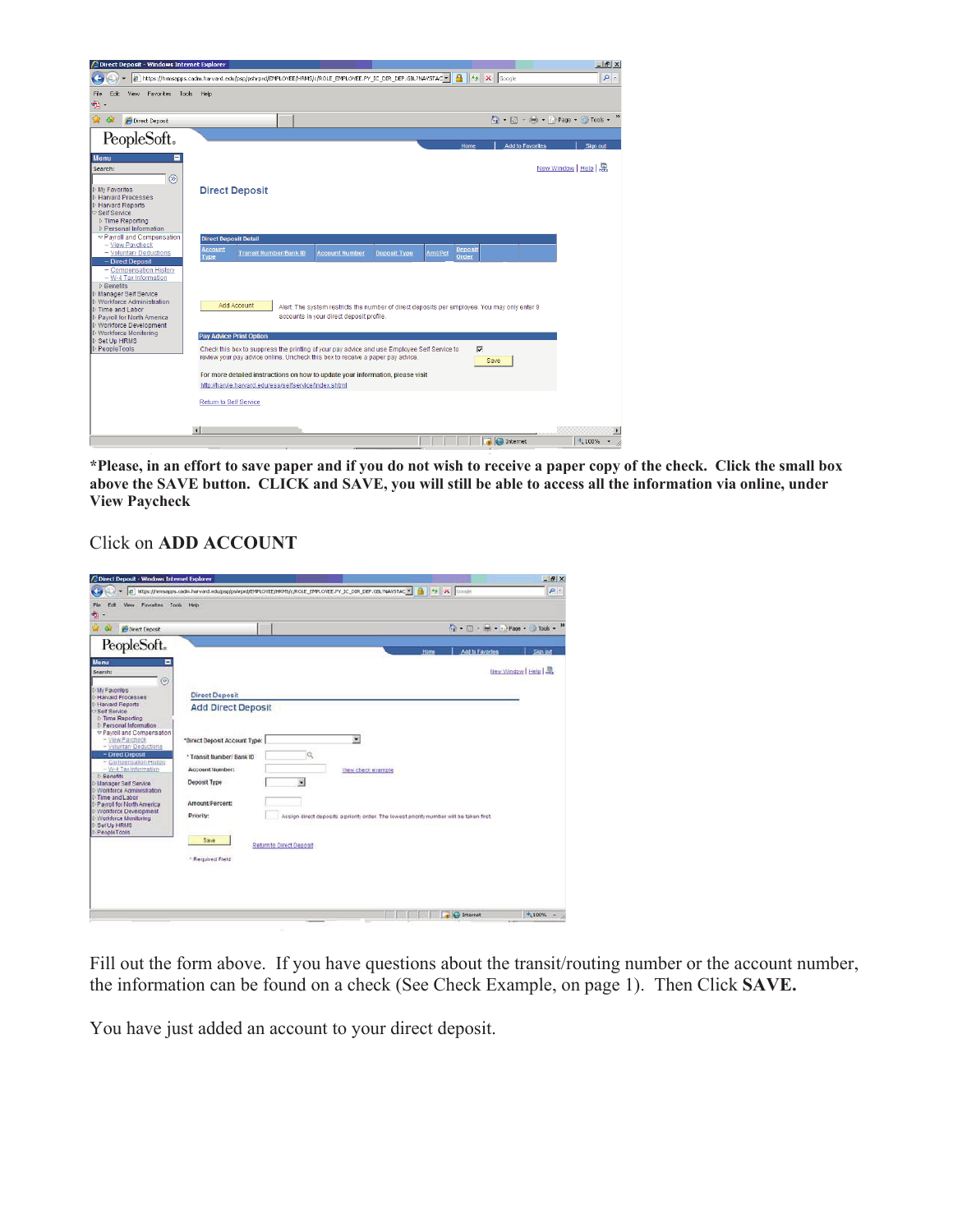**\*Please, in an effort to save paper and if you do not wish to receive a paper copy of the check. Click the small box above the SAVE button. CLICK and SAVE, you will still be able to access all the information via online, under View Paycheck**

Click on **ADD ACCOUNT**

Fill out the form above. If you have questions about the transit/routing number or the account number, the information can be found on a check (See Check Example, on page 1). Then Click **SAVE.**

You have just added an account to your direct deposit.